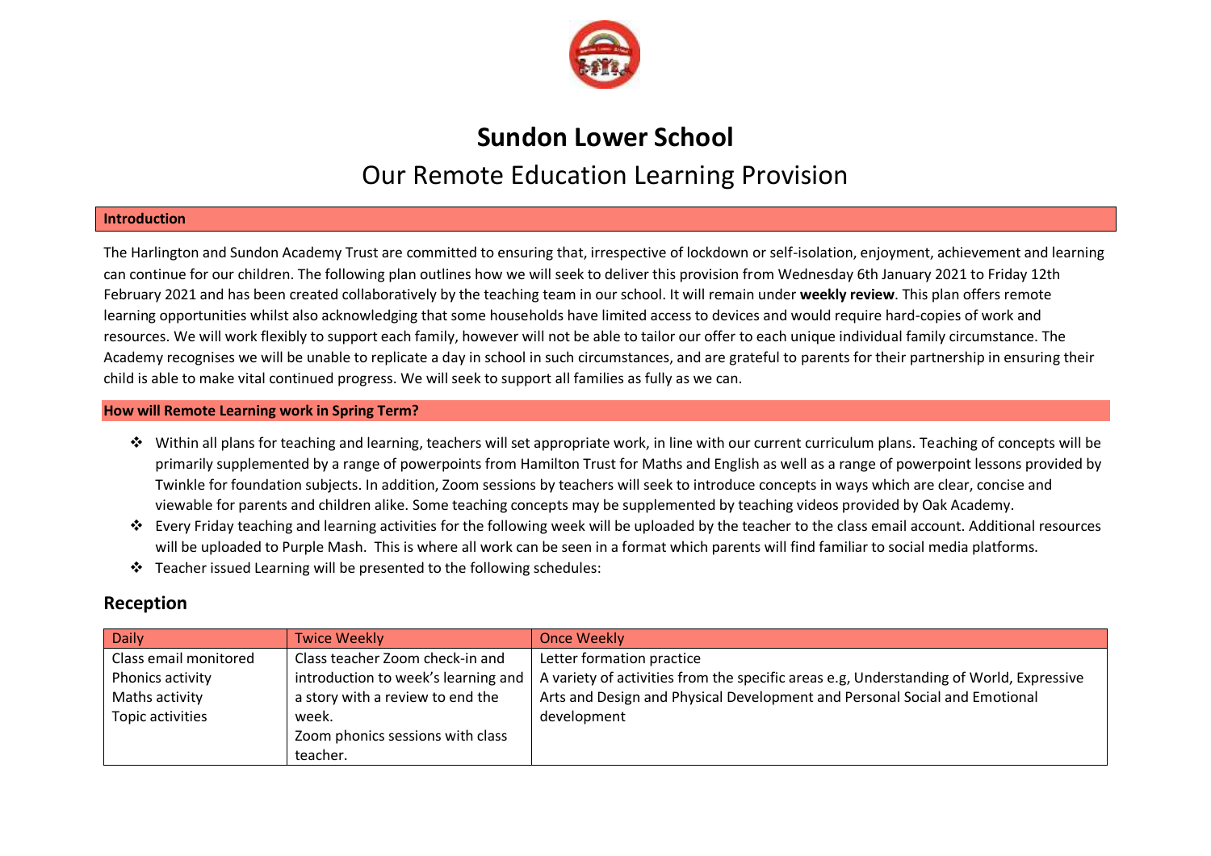# Sundon Lower School

## Our Remote Education Learning Provision

**Introduction**

The Harlington and Sundon Academy Trust are committed to ensuring that, irrespective of lockdown or self-isolation, enjoyment, achievement and learning can continue for our children. The following plan outlines how we will seek to deliver this provision from Wednesday 6th January 2021 to Friday 12th February 2021 and has been created collaboratively by the teaching team in our school. It will remain under **weekly review**. This plan offers remote learning opportunities whilst also acknowledging that some households have limited access to devices and would require hard-copies of work and resources. We will work flexibly to support each family, however will not be able to tailor our offer to each unique individual family circumstance. The Academy recognises we will be unable to replicate a day in school in such circumstances, and are grateful to parents for their partnership in ensuring their child is able to make vital continued progress. We will seek to support all families as fully as we can.

**How will Remote Learning work in Spring Term?**

- Within all plans for teaching and learning, teachers will set appropriate work, in line with our current curriculum plans. Teaching of concepts will be primarily supplemented by a range of powerpoints from Hamilton Trust for Maths and English as well as a range of powerpoint lessons provided by Twinkle for foundation subjects. In addition, Zoom sessions by teachers will seek to introduce concepts in ways which are clear, concise and viewable for parents and children alike. Some teaching concepts may be supplemented by teaching videos provided by Oak Academy.
- Every Friday teaching and learning activities for the following week will be uploaded by the teacher to the class email account. Additional resources will be uploaded to Purple Mash. This is where all work can be seen in a format which parents will find familiar to social media platforms.
- Teacher issued Learning will be presented to the following schedules:

### Reception

| Daily | Twice Weekly | Once Weekly |
| --- | --- | --- |
| Class email monitored<br>Phonics activity<br>Maths activity<br>Topic activities | Class teacher Zoom check-in and introduction to week's learning and a story with a review to end the week.<br>Zoom phonics sessions with class teacher. | Letter formation practice<br>A variety of activities from the specific areas e.g, Understanding of World, Expressive Arts and Design and Physical Development and Personal Social and Emotional development |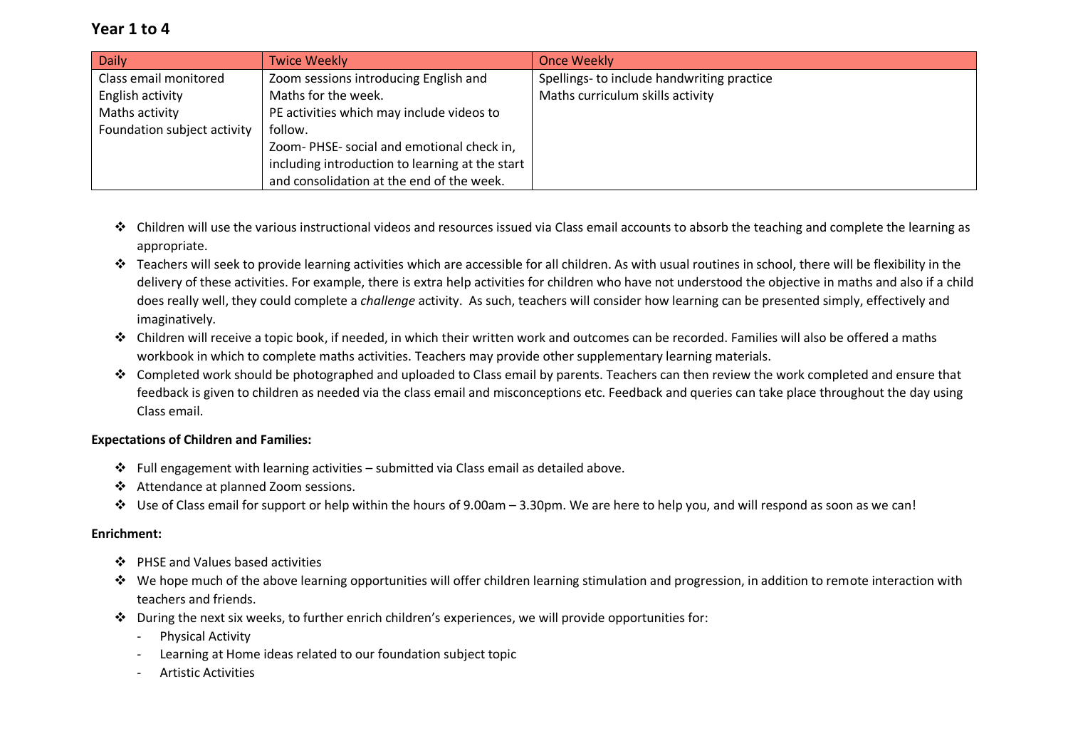## Year 1 to 4

| Daily | Twice Weekly | Once Weekly |
|---|---|---|
| Class email monitored<br>English activity<br>Maths activity<br>Foundation subject activity | Zoom sessions introducing English and Maths for the week.<br>PE activities which may include videos to follow.<br>Zoom- PHSE- social and emotional check in, including introduction to learning at the start and consolidation at the end of the week. | Spellings- to include handwriting practice<br>Maths curriculum skills activity |

- Children will use the various instructional videos and resources issued via Class email accounts to absorb the teaching and complete the learning as appropriate.
- Teachers will seek to provide learning activities which are accessible for all children. As with usual routines in school, there will be flexibility in the delivery of these activities. For example, there is extra help activities for children who have not understood the objective in maths and also if a child does really well, they could complete a *challenge* activity. As such, teachers will consider how learning can be presented simply, effectively and imaginatively.
- Children will receive a topic book, if needed, in which their written work and outcomes can be recorded. Families will also be offered a maths workbook in which to complete maths activities. Teachers may provide other supplementary learning materials.
- Completed work should be photographed and uploaded to Class email by parents. Teachers can then review the work completed and ensure that feedback is given to children as needed via the class email and misconceptions etc. Feedback and queries can take place throughout the day using Class email.

**Expectations of Children and Families:**

- Full engagement with learning activities – submitted via Class email as detailed above.
- Attendance at planned Zoom sessions.
- Use of Class email for support or help within the hours of 9.00am – 3.30pm. We are here to help you, and will respond as soon as we can!

**Enrichment:**

- PHSE and Values based activities
- We hope much of the above learning opportunities will offer children learning stimulation and progression, in addition to remote interaction with teachers and friends.
- During the next six weeks, to further enrich children's experiences, we will provide opportunities for:
  - Physical Activity
  - Learning at Home ideas related to our foundation subject topic
  - Artistic Activities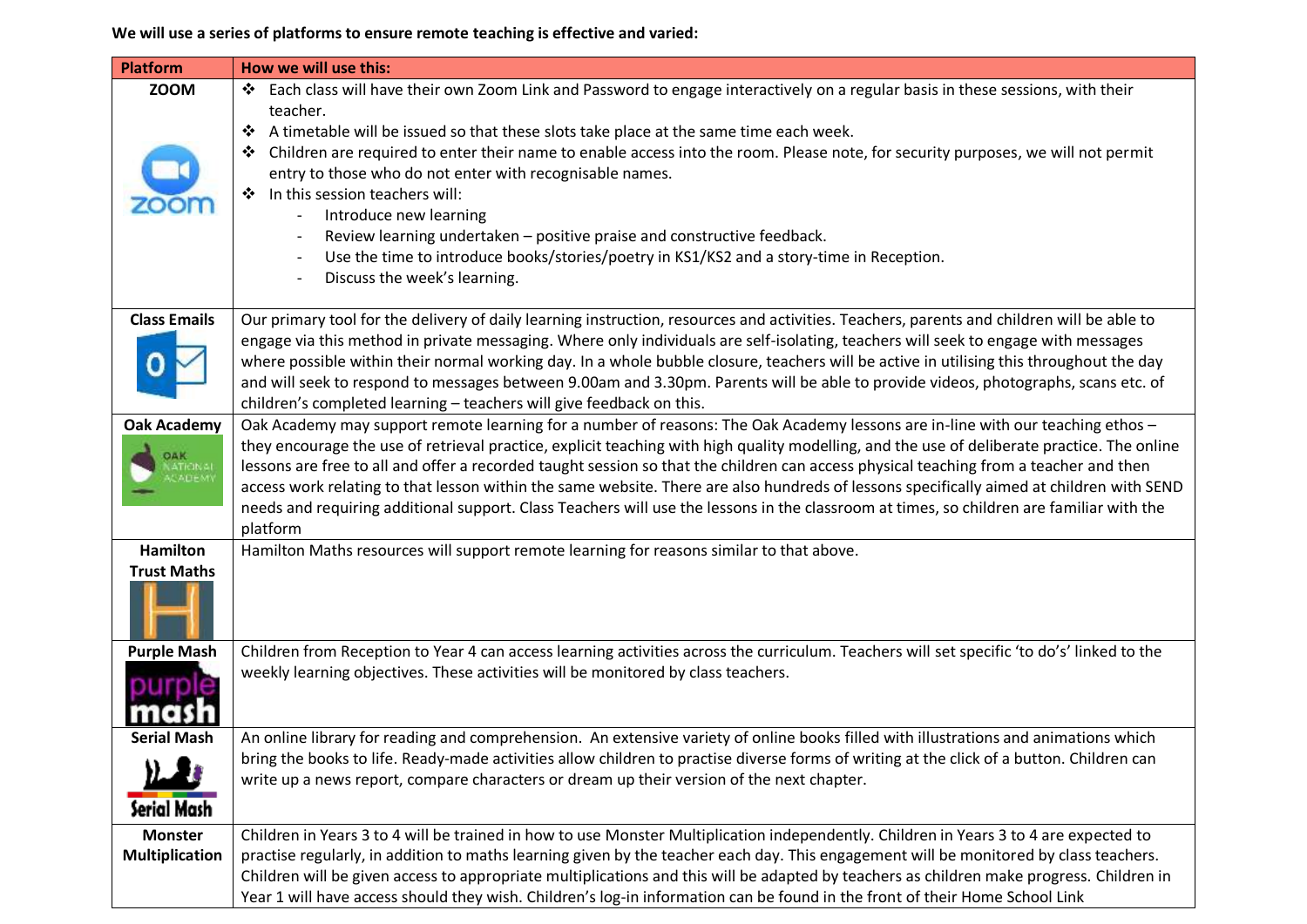**We will use a series of platforms to ensure remote teaching is effective and varied:**

| Platform | How we will use this: |
|---|---|
| **ZOOM** | ❖ Each class will have their own Zoom Link and Password to engage interactively on a regular basis in these sessions, with their teacher.<br>❖ A timetable will be issued so that these slots take place at the same time each week.<br>❖ Children are required to enter their name to enable access into the room. Please note, for security purposes, we will not permit entry to those who do not enter with recognisable names.<br>❖ In this session teachers will:<br>- Introduce new learning<br>- Review learning undertaken – positive praise and constructive feedback.<br>- Use the time to introduce books/stories/poetry in KS1/KS2 and a story-time in Reception.<br>- Discuss the week's learning. |
| **Class Emails** | Our primary tool for the delivery of daily learning instruction, resources and activities. Teachers, parents and children will be able to engage via this method in private messaging. Where only individuals are self-isolating, teachers will seek to engage with messages where possible within their normal working day. In a whole bubble closure, teachers will be active in utilising this throughout the day and will seek to respond to messages between 9.00am and 3.30pm. Parents will be able to provide videos, photographs, scans etc. of children's completed learning – teachers will give feedback on this. |
| **Oak Academy** | Oak Academy may support remote learning for a number of reasons: The Oak Academy lessons are in-line with our teaching ethos – they encourage the use of retrieval practice, explicit teaching with high quality modelling, and the use of deliberate practice. The online lessons are free to all and offer a recorded taught session so that the children can access physical teaching from a teacher and then access work relating to that lesson within the same website. There are also hundreds of lessons specifically aimed at children with SEND needs and requiring additional support. Class Teachers will use the lessons in the classroom at times, so children are familiar with the platform |
| **Hamilton Trust Maths** | Hamilton Maths resources will support remote learning for reasons similar to that above. |
| **Purple Mash** | Children from Reception to Year 4 can access learning activities across the curriculum. Teachers will set specific 'to do's' linked to the weekly learning objectives. These activities will be monitored by class teachers. |
| **Serial Mash** | An online library for reading and comprehension. An extensive variety of online books filled with illustrations and animations which bring the books to life. Ready-made activities allow children to practise diverse forms of writing at the click of a button. Children can write up a news report, compare characters or dream up their version of the next chapter. |
| **Monster Multiplication** | Children in Years 3 to 4 will be trained in how to use Monster Multiplication independently. Children in Years 3 to 4 are expected to practise regularly, in addition to maths learning given by the teacher each day. This engagement will be monitored by class teachers. Children will be given access to appropriate multiplications and this will be adapted by teachers as children make progress. Children in Year 1 will have access should they wish. Children's log-in information can be found in the front of their Home School Link |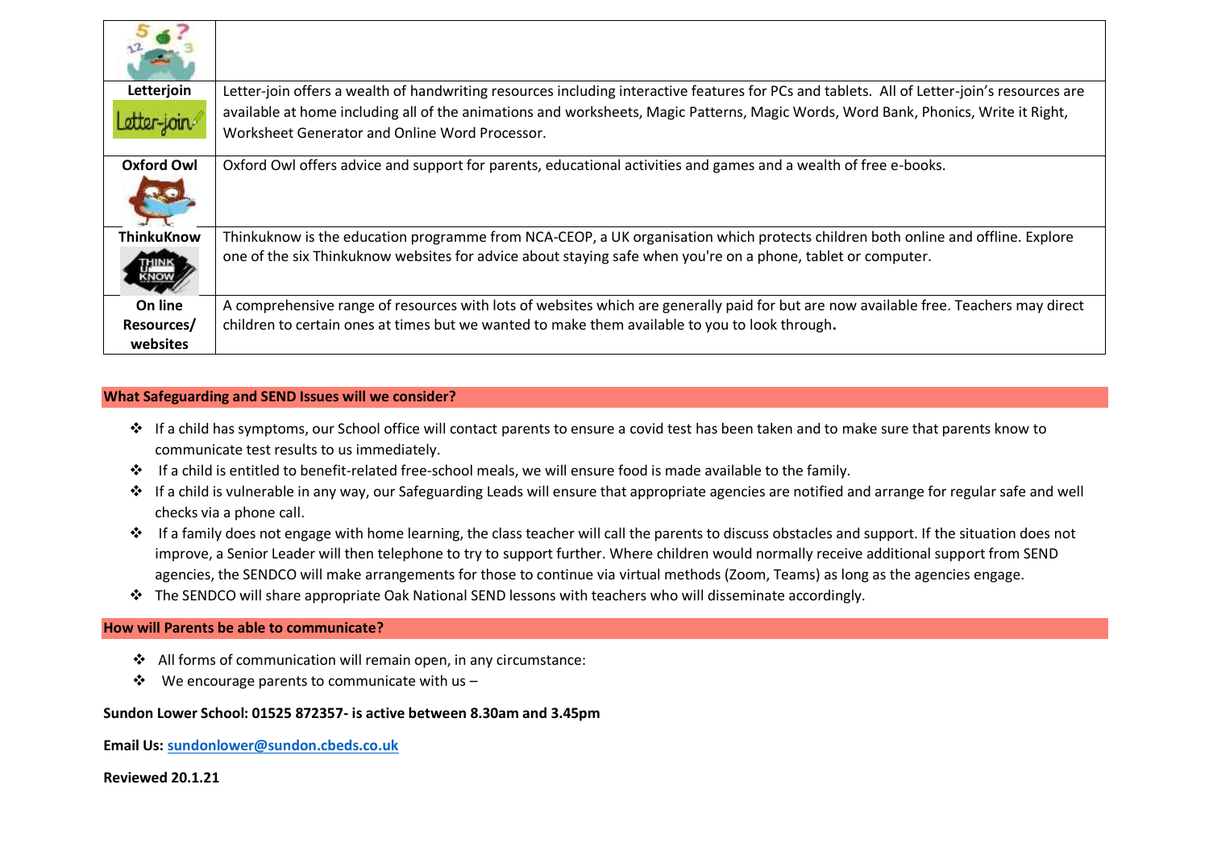| | |
|---|---|
| | |
| **Letterjoin** | Letter-join offers a wealth of handwriting resources including interactive features for PCs and tablets. All of Letter-join's resources are available at home including all of the animations and worksheets, Magic Patterns, Magic Words, Word Bank, Phonics, Write it Right, Worksheet Generator and Online Word Processor. |
| **Oxford Owl** | Oxford Owl offers advice and support for parents, educational activities and games and a wealth of free e-books. |
| **ThinkuKnow** | Thinkuknow is the education programme from NCA-CEOP, a UK organisation which protects children both online and offline. Explore one of the six Thinkuknow websites for advice about staying safe when you're on a phone, tablet or computer. |
| **On line Resources/ websites** | A comprehensive range of resources with lots of websites which are generally paid for but are now available free. Teachers may direct children to certain ones at times but we wanted to make them available to you to look through**.** |

**What Safeguarding and SEND Issues will we consider?**

- If a child has symptoms, our School office will contact parents to ensure a covid test has been taken and to make sure that parents know to communicate test results to us immediately.
- If a child is entitled to benefit-related free-school meals, we will ensure food is made available to the family.
- If a child is vulnerable in any way, our Safeguarding Leads will ensure that appropriate agencies are notified and arrange for regular safe and well checks via a phone call.
- If a family does not engage with home learning, the class teacher will call the parents to discuss obstacles and support. If the situation does not improve, a Senior Leader will then telephone to try to support further. Where children would normally receive additional support from SEND agencies, the SENDCO will make arrangements for those to continue via virtual methods (Zoom, Teams) as long as the agencies engage.
- The SENDCO will share appropriate Oak National SEND lessons with teachers who will disseminate accordingly.

**How will Parents be able to communicate?**

- All forms of communication will remain open, in any circumstance:
- We encourage parents to communicate with us –

**Sundon Lower School: 01525 872357- is active between 8.30am and 3.45pm**

**Email Us: sundonlower@sundon.cbeds.co.uk**

**Reviewed 20.1.21**